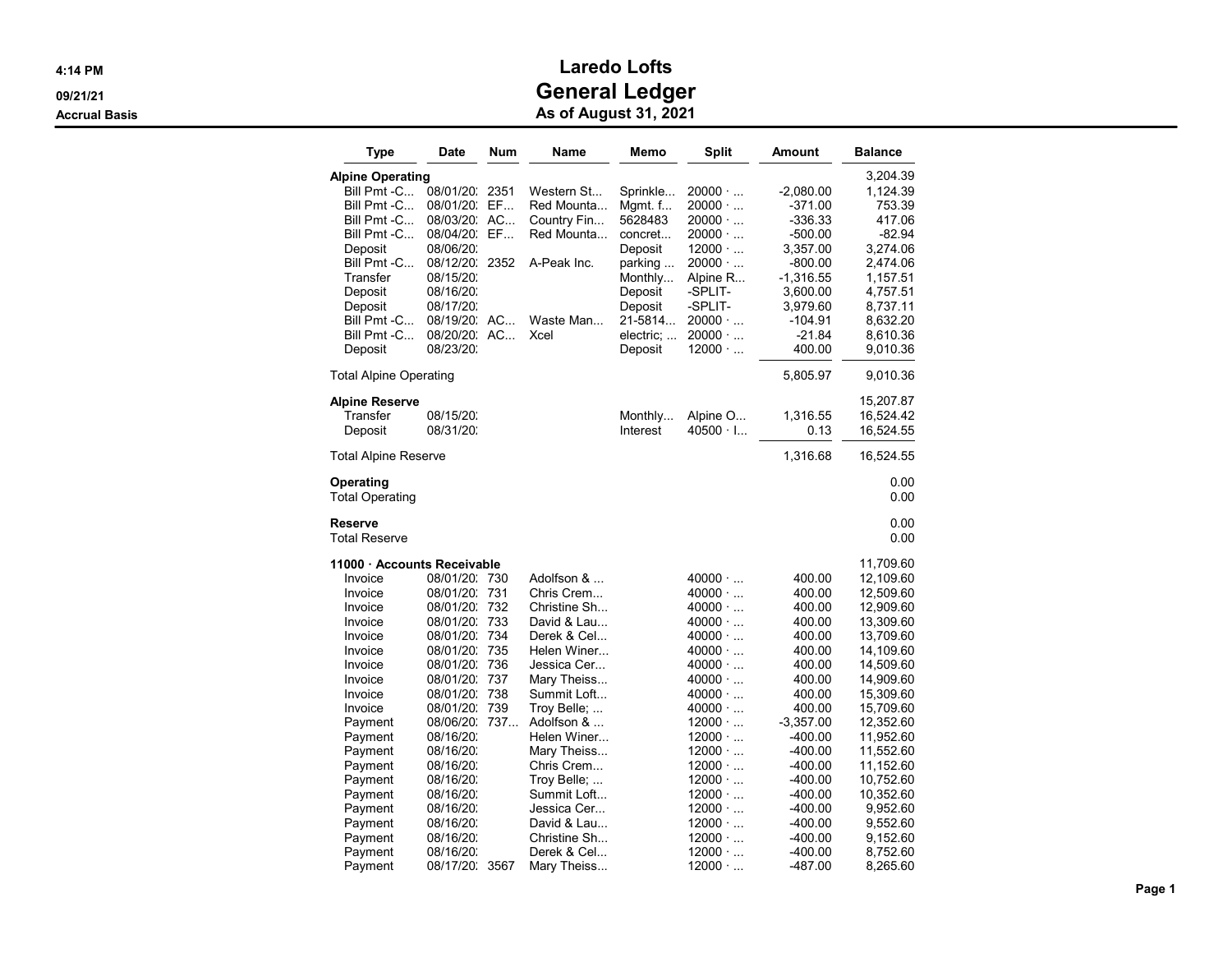# Laredo Lofts

## General Ledger

### As of August 31, 2021

4:14 PM
09/21/21
Accrual Basis

| Type | Date | Num | Name | Memo | Split | Amount | Balance |
|---|---|---|---|---|---|---|---|
| **Alpine Operating** | | | | | | | 3,204.39 |
| Bill Pmt -C... | 08/01/20: | 2351 | Western St... | Sprinkle... | 20000 · ... | -2,080.00 | 1,124.39 |
| Bill Pmt -C... | 08/01/20: | EF... | Red Mounta... | Mgmt. f... | 20000 · ... | -371.00 | 753.39 |
| Bill Pmt -C... | 08/03/20: | AC... | Country Fin... | 5628483 | 20000 · ... | -336.33 | 417.06 |
| Bill Pmt -C... | 08/04/20: | EF... | Red Mounta... | concret... | 20000 · ... | -500.00 | -82.94 |
| Deposit | 08/06/20: | | | Deposit | 12000 · ... | 3,357.00 | 3,274.06 |
| Bill Pmt -C... | 08/12/20: | 2352 | A-Peak Inc. | parking ... | 20000 · ... | -800.00 | 2,474.06 |
| Transfer | 08/15/20: | | | Monthly... | Alpine R... | -1,316.55 | 1,157.51 |
| Deposit | 08/16/20: | | | Deposit | -SPLIT- | 3,600.00 | 4,757.51 |
| Deposit | 08/17/20: | | | Deposit | -SPLIT- | 3,979.60 | 8,737.11 |
| Bill Pmt -C... | 08/19/20: | AC... | Waste Man... | 21-5814... | 20000 · ... | -104.91 | 8,632.20 |
| Bill Pmt -C... | 08/20/20: | AC... | Xcel | electric; ... | 20000 · ... | -21.84 | 8,610.36 |
| Deposit | 08/23/20: | | | Deposit | 12000 · ... | 400.00 | 9,010.36 |
| Total Alpine Operating | | | | | | 5,805.97 | 9,010.36 |
| **Alpine Reserve** | | | | | | | 15,207.87 |
| Transfer | 08/15/20: | | | Monthly... | Alpine O... | 1,316.55 | 16,524.42 |
| Deposit | 08/31/20: | | | Interest | 40500 · I... | 0.13 | 16,524.55 |
| Total Alpine Reserve | | | | | | 1,316.68 | 16,524.55 |
| **Operating** | | | | | | | 0.00 |
| Total Operating | | | | | | | 0.00 |
| **Reserve** | | | | | | | 0.00 |
| Total Reserve | | | | | | | 0.00 |
| **11000 · Accounts Receivable** | | | | | | | 11,709.60 |
| Invoice | 08/01/20: | 730 | Adolfson & ... | | 40000 · ... | 400.00 | 12,109.60 |
| Invoice | 08/01/20: | 731 | Chris Crem... | | 40000 · ... | 400.00 | 12,509.60 |
| Invoice | 08/01/20: | 732 | Christine Sh... | | 40000 · ... | 400.00 | 12,909.60 |
| Invoice | 08/01/20: | 733 | David & Lau... | | 40000 · ... | 400.00 | 13,309.60 |
| Invoice | 08/01/20: | 734 | Derek & Cel... | | 40000 · ... | 400.00 | 13,709.60 |
| Invoice | 08/01/20: | 735 | Helen Winer... | | 40000 · ... | 400.00 | 14,109.60 |
| Invoice | 08/01/20: | 736 | Jessica Cer... | | 40000 · ... | 400.00 | 14,509.60 |
| Invoice | 08/01/20: | 737 | Mary Theiss... | | 40000 · ... | 400.00 | 14,909.60 |
| Invoice | 08/01/20: | 738 | Summit Loft... | | 40000 · ... | 400.00 | 15,309.60 |
| Invoice | 08/01/20: | 739 | Troy Belle; ... | | 40000 · ... | 400.00 | 15,709.60 |
| Payment | 08/06/20: | 737... | Adolfson & ... | | 12000 · ... | -3,357.00 | 12,352.60 |
| Payment | 08/16/20: | | Helen Winer... | | 12000 · ... | -400.00 | 11,952.60 |
| Payment | 08/16/20: | | Mary Theiss... | | 12000 · ... | -400.00 | 11,552.60 |
| Payment | 08/16/20: | | Chris Crem... | | 12000 · ... | -400.00 | 11,152.60 |
| Payment | 08/16/20: | | Troy Belle; ... | | 12000 · ... | -400.00 | 10,752.60 |
| Payment | 08/16/20: | | Summit Loft... | | 12000 · ... | -400.00 | 10,352.60 |
| Payment | 08/16/20: | | Jessica Cer... | | 12000 · ... | -400.00 | 9,952.60 |
| Payment | 08/16/20: | | David & Lau... | | 12000 · ... | -400.00 | 9,552.60 |
| Payment | 08/16/20: | | Christine Sh... | | 12000 · ... | -400.00 | 9,152.60 |
| Payment | 08/16/20: | | Derek & Cel... | | 12000 · ... | -400.00 | 8,752.60 |
| Payment | 08/17/20: | 3567 | Mary Theiss... | | 12000 · ... | -487.00 | 8,265.60 |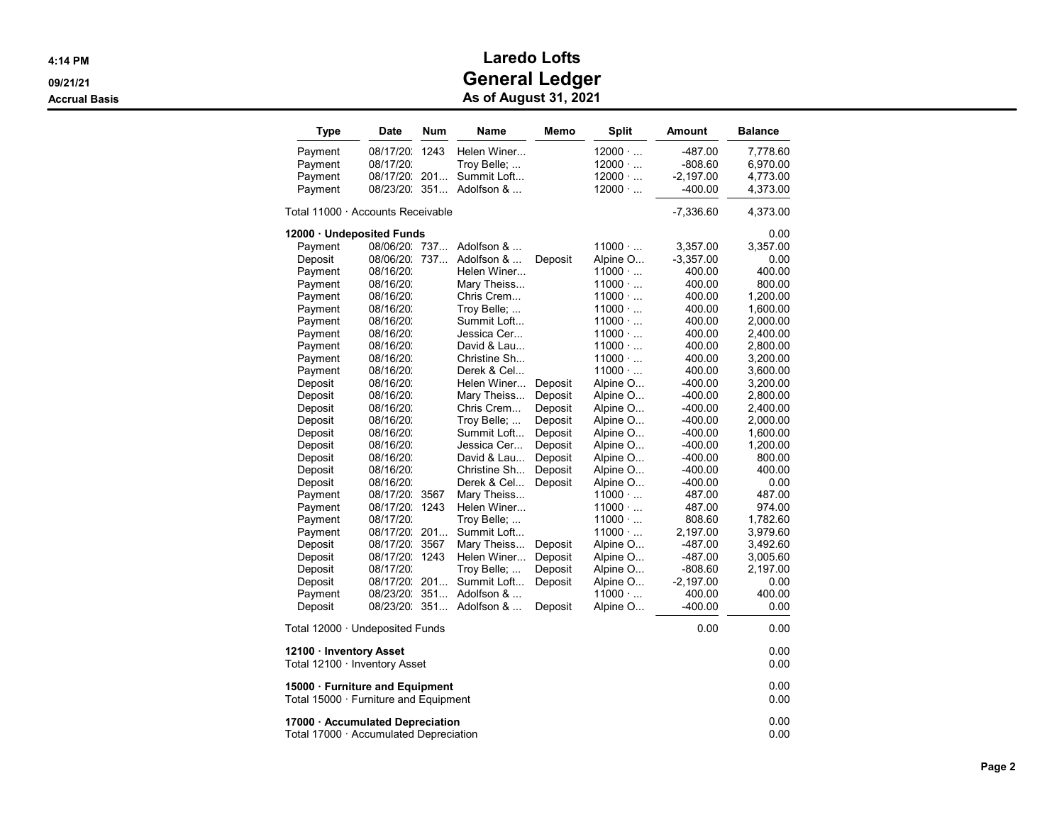# Laredo Lofts

## General Ledger

### As of August 31, 2021

Accrual Basis

| Type | Date | Num | Name | Memo | Split | Amount | Balance |
|---|---|---|---|---|---|---|---|
| Payment | 08/17/20: | 1243 | Helen Winer... | | 12000 · ... | -487.00 | 7,778.60 |
| Payment | 08/17/20: | | Troy Belle; ... | | 12000 · ... | -808.60 | 6,970.00 |
| Payment | 08/17/20: | 201... | Summit Loft... | | 12000 · ... | -2,197.00 | 4,773.00 |
| Payment | 08/23/20: | 351... | Adolfson & ... | | 12000 · ... | -400.00 | 4,373.00 |
| Total 11000 · Accounts Receivable | | | | | | -7,336.60 | 4,373.00 |
| **12000 · Undeposited Funds** | | | | | | | 0.00 |
| Payment | 08/06/20: | 737... | Adolfson & ... | | 11000 · ... | 3,357.00 | 3,357.00 |
| Deposit | 08/06/20: | 737... | Adolfson & ... | Deposit | Alpine O... | -3,357.00 | 0.00 |
| Payment | 08/16/20: | | Helen Winer... | | 11000 · ... | 400.00 | 400.00 |
| Payment | 08/16/20: | | Mary Theiss... | | 11000 · ... | 400.00 | 800.00 |
| Payment | 08/16/20: | | Chris Crem... | | 11000 · ... | 400.00 | 1,200.00 |
| Payment | 08/16/20: | | Troy Belle; ... | | 11000 · ... | 400.00 | 1,600.00 |
| Payment | 08/16/20: | | Summit Loft... | | 11000 · ... | 400.00 | 2,000.00 |
| Payment | 08/16/20: | | Jessica Cer... | | 11000 · ... | 400.00 | 2,400.00 |
| Payment | 08/16/20: | | David & Lau... | | 11000 · ... | 400.00 | 2,800.00 |
| Payment | 08/16/20: | | Christine Sh... | | 11000 · ... | 400.00 | 3,200.00 |
| Payment | 08/16/20: | | Derek & Cel... | | 11000 · ... | 400.00 | 3,600.00 |
| Deposit | 08/16/20: | | Helen Winer... | Deposit | Alpine O... | -400.00 | 3,200.00 |
| Deposit | 08/16/20: | | Mary Theiss... | Deposit | Alpine O... | -400.00 | 2,800.00 |
| Deposit | 08/16/20: | | Chris Crem... | Deposit | Alpine O... | -400.00 | 2,400.00 |
| Deposit | 08/16/20: | | Troy Belle; ... | Deposit | Alpine O... | -400.00 | 2,000.00 |
| Deposit | 08/16/20: | | Summit Loft... | Deposit | Alpine O... | -400.00 | 1,600.00 |
| Deposit | 08/16/20: | | Jessica Cer... | Deposit | Alpine O... | -400.00 | 1,200.00 |
| Deposit | 08/16/20: | | David & Lau... | Deposit | Alpine O... | -400.00 | 800.00 |
| Deposit | 08/16/20: | | Christine Sh... | Deposit | Alpine O... | -400.00 | 400.00 |
| Deposit | 08/16/20: | | Derek & Cel... | Deposit | Alpine O... | -400.00 | 0.00 |
| Payment | 08/17/20: | 3567 | Mary Theiss... | | 11000 · ... | 487.00 | 487.00 |
| Payment | 08/17/20: | 1243 | Helen Winer... | | 11000 · ... | 487.00 | 974.00 |
| Payment | 08/17/20: | | Troy Belle; ... | | 11000 · ... | 808.60 | 1,782.60 |
| Payment | 08/17/20: | 201... | Summit Loft... | | 11000 · ... | 2,197.00 | 3,979.60 |
| Deposit | 08/17/20: | 3567 | Mary Theiss... | Deposit | Alpine O... | -487.00 | 3,492.60 |
| Deposit | 08/17/20: | 1243 | Helen Winer... | Deposit | Alpine O... | -487.00 | 3,005.60 |
| Deposit | 08/17/20: | | Troy Belle; ... | Deposit | Alpine O... | -808.60 | 2,197.00 |
| Deposit | 08/17/20: | 201... | Summit Loft... | Deposit | Alpine O... | -2,197.00 | 0.00 |
| Payment | 08/23/20: | 351... | Adolfson & ... | | 11000 · ... | 400.00 | 400.00 |
| Deposit | 08/23/20: | 351... | Adolfson & ... | Deposit | Alpine O... | -400.00 | 0.00 |
| Total 12000 · Undeposited Funds | | | | | | 0.00 | 0.00 |
| **12100 · Inventory Asset** | | | | | | | 0.00 |
| Total 12100 · Inventory Asset | | | | | | | 0.00 |
| **15000 · Furniture and Equipment** | | | | | | | 0.00 |
| Total 15000 · Furniture and Equipment | | | | | | | 0.00 |
| **17000 · Accumulated Depreciation** | | | | | | | 0.00 |
| Total 17000 · Accumulated Depreciation | | | | | | | 0.00 |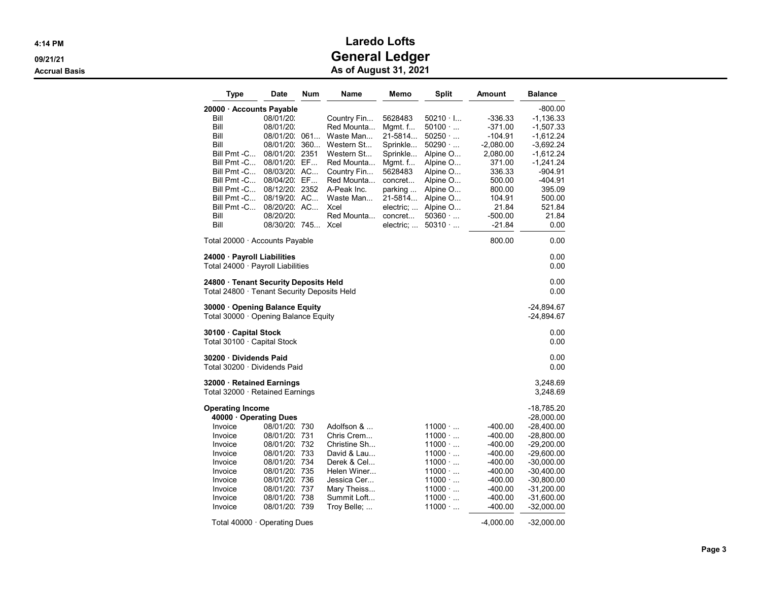# Laredo Lofts

## General Ledger

### As of August 31, 2021

4:14 PM
09/21/21
Accrual Basis

| Type | Date | Num | Name | Memo | Split | Amount | Balance |
|---|---|---|---|---|---|---|---|
| **20000 · Accounts Payable** | | | | | | | -800.00 |
| Bill | 08/01/20: | | Country Fin... | 5628483 | 50210 · I... | -336.33 | -1,136.33 |
| Bill | 08/01/20: | | Red Mounta... | Mgmt. f... | 50100 · ... | -371.00 | -1,507.33 |
| Bill | 08/01/20: | 061... | Waste Man... | 21-5814... | 50250 · ... | -104.91 | -1,612.24 |
| Bill | 08/01/20: | 360... | Western St... | Sprinkle... | 50290 · ... | -2,080.00 | -3,692.24 |
| Bill Pmt -C... | 08/01/20: | 2351 | Western St... | Sprinkle... | Alpine O... | 2,080.00 | -1,612.24 |
| Bill Pmt -C... | 08/01/20: | EF... | Red Mounta... | Mgmt. f... | Alpine O... | 371.00 | -1,241.24 |
| Bill Pmt -C... | 08/03/20: | AC... | Country Fin... | 5628483 | Alpine O... | 336.33 | -904.91 |
| Bill Pmt -C... | 08/04/20: | EF... | Red Mounta... | concret... | Alpine O... | 500.00 | -404.91 |
| Bill Pmt -C... | 08/12/20: | 2352 | A-Peak Inc. | parking ... | Alpine O... | 800.00 | 395.09 |
| Bill Pmt -C... | 08/19/20: | AC... | Waste Man... | 21-5814... | Alpine O... | 104.91 | 500.00 |
| Bill Pmt -C... | 08/20/20: | AC... | Xcel | electric; ... | Alpine O... | 21.84 | 521.84 |
| Bill | 08/20/20: | | Red Mounta... | concret... | 50360 · ... | -500.00 | 21.84 |
| Bill | 08/30/20: | 745... | Xcel | electric; ... | 50310 · ... | -21.84 | 0.00 |
| Total 20000 · Accounts Payable | | | | | | 800.00 | 0.00 |
| **24000 · Payroll Liabilities** | | | | | | | 0.00 |
| Total 24000 · Payroll Liabilities | | | | | | | 0.00 |
| **24800 · Tenant Security Deposits Held** | | | | | | | 0.00 |
| Total 24800 · Tenant Security Deposits Held | | | | | | | 0.00 |
| **30000 · Opening Balance Equity** | | | | | | | -24,894.67 |
| Total 30000 · Opening Balance Equity | | | | | | | -24,894.67 |
| **30100 · Capital Stock** | | | | | | | 0.00 |
| Total 30100 · Capital Stock | | | | | | | 0.00 |
| **30200 · Dividends Paid** | | | | | | | 0.00 |
| Total 30200 · Dividends Paid | | | | | | | 0.00 |
| **32000 · Retained Earnings** | | | | | | | 3,248.69 |
| Total 32000 · Retained Earnings | | | | | | | 3,248.69 |
| **Operating Income** | | | | | | | -18,785.20 |
| **40000 · Operating Dues** | | | | | | | -28,000.00 |
| Invoice | 08/01/20: | 730 | Adolfson & ... | | 11000 · ... | -400.00 | -28,400.00 |
| Invoice | 08/01/20: | 731 | Chris Crem... | | 11000 · ... | -400.00 | -28,800.00 |
| Invoice | 08/01/20: | 732 | Christine Sh... | | 11000 · ... | -400.00 | -29,200.00 |
| Invoice | 08/01/20: | 733 | David & Lau... | | 11000 · ... | -400.00 | -29,600.00 |
| Invoice | 08/01/20: | 734 | Derek & Cel... | | 11000 · ... | -400.00 | -30,000.00 |
| Invoice | 08/01/20: | 735 | Helen Winer... | | 11000 · ... | -400.00 | -30,400.00 |
| Invoice | 08/01/20: | 736 | Jessica Cer... | | 11000 · ... | -400.00 | -30,800.00 |
| Invoice | 08/01/20: | 737 | Mary Theiss... | | 11000 · ... | -400.00 | -31,200.00 |
| Invoice | 08/01/20: | 738 | Summit Loft... | | 11000 · ... | -400.00 | -31,600.00 |
| Invoice | 08/01/20: | 739 | Troy Belle; ... | | 11000 · ... | -400.00 | -32,000.00 |
| Total 40000 · Operating Dues | | | | | | -4,000.00 | -32,000.00 |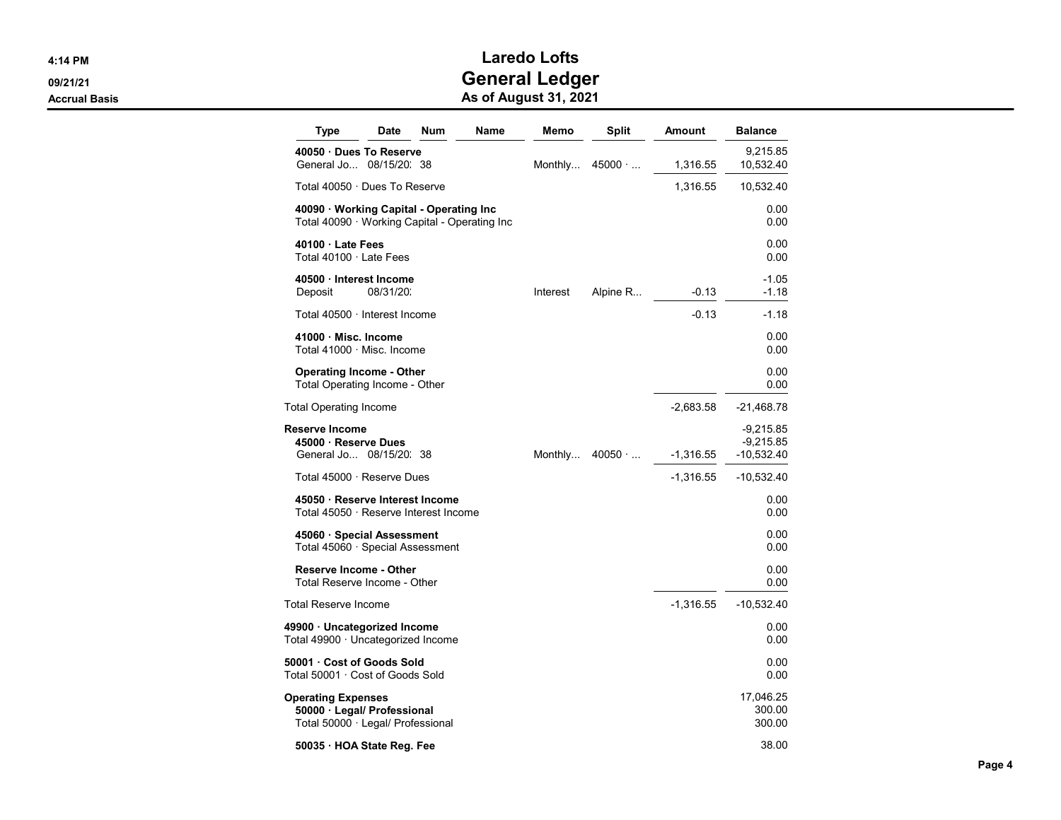# Laredo Lofts
## General Ledger
### As of August 31, 2021

4:14 PM
09/21/21
Accrual Basis

| Type | Date | Num | Name | Memo | Split | Amount | Balance |
|---|---|---|---|---|---|---|---|
| **40050 · Dues To Reserve** | | | | | | | 9,215.85 |
| General Jo... | 08/15/20: | 38 | | Monthly... | 45000 · ... | 1,316.55 | 10,532.40 |
| Total 40050 · Dues To Reserve | | | | | | 1,316.55 | 10,532.40 |
| **40090 · Working Capital - Operating Inc** | | | | | | | 0.00 |
| Total 40090 · Working Capital - Operating Inc | | | | | | | 0.00 |
| **40100 · Late Fees** | | | | | | | 0.00 |
| Total 40100 · Late Fees | | | | | | | 0.00 |
| **40500 · Interest Income** | | | | | | | -1.05 |
| Deposit | 08/31/20: | | | Interest | Alpine R... | -0.13 | -1.18 |
| Total 40500 · Interest Income | | | | | | -0.13 | -1.18 |
| **41000 · Misc. Income** | | | | | | | 0.00 |
| Total 41000 · Misc. Income | | | | | | | 0.00 |
| **Operating Income - Other** | | | | | | | 0.00 |
| Total Operating Income - Other | | | | | | | 0.00 |
| Total Operating Income | | | | | | -2,683.58 | -21,468.78 |
| **Reserve Income** | | | | | | | -9,215.85 |
| **45000 · Reserve Dues** | | | | | | | -9,215.85 |
| General Jo... | 08/15/20: | 38 | | Monthly... | 40050 · ... | -1,316.55 | -10,532.40 |
| Total 45000 · Reserve Dues | | | | | | -1,316.55 | -10,532.40 |
| **45050 · Reserve Interest Income** | | | | | | | 0.00 |
| Total 45050 · Reserve Interest Income | | | | | | | 0.00 |
| **45060 · Special Assessment** | | | | | | | 0.00 |
| Total 45060 · Special Assessment | | | | | | | 0.00 |
| **Reserve Income - Other** | | | | | | | 0.00 |
| Total Reserve Income - Other | | | | | | | 0.00 |
| Total Reserve Income | | | | | | -1,316.55 | -10,532.40 |
| **49900 · Uncategorized Income** | | | | | | | 0.00 |
| Total 49900 · Uncategorized Income | | | | | | | 0.00 |
| **50001 · Cost of Goods Sold** | | | | | | | 0.00 |
| Total 50001 · Cost of Goods Sold | | | | | | | 0.00 |
| **Operating Expenses** | | | | | | | 17,046.25 |
| **50000 · Legal/ Professional** | | | | | | | 300.00 |
| Total 50000 · Legal/ Professional | | | | | | | 300.00 |
| **50035 · HOA State Reg. Fee** | | | | | | | 38.00 |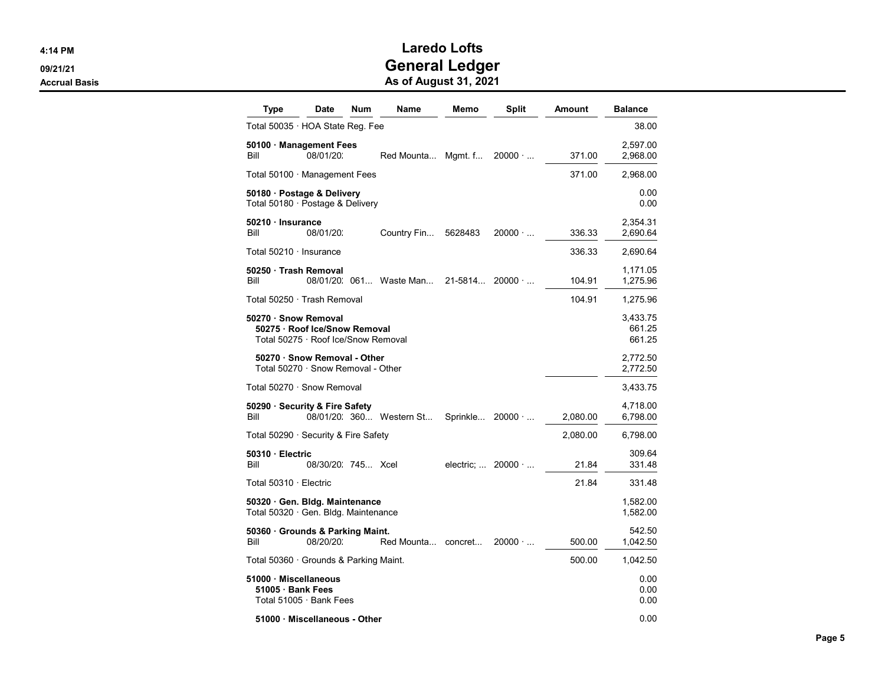# Laredo Lofts
## General Ledger
### As of August 31, 2021

Accrual Basis

| Type | Date | Num | Name | Memo | Split | Amount | Balance |
|---|---|---|---|---|---|---|---|
| Total 50035 · HOA State Reg. Fee | | | | | | | 38.00 |
| **50100 · Management Fees** | | | | | | | 2,597.00 |
| Bill | 08/01/20: | | Red Mounta... | Mgmt. f... | 20000 · ... | 371.00 | 2,968.00 |
| Total 50100 · Management Fees | | | | | | 371.00 | 2,968.00 |
| **50180 · Postage & Delivery** | | | | | | | 0.00 |
| Total 50180 · Postage & Delivery | | | | | | | 0.00 |
| **50210 · Insurance** | | | | | | | 2,354.31 |
| Bill | 08/01/20: | | Country Fin... | 5628483 | 20000 · ... | 336.33 | 2,690.64 |
| Total 50210 · Insurance | | | | | | 336.33 | 2,690.64 |
| **50250 · Trash Removal** | | | | | | | 1,171.05 |
| Bill | 08/01/20: | 061... | Waste Man... | 21-5814... | 20000 · ... | 104.91 | 1,275.96 |
| Total 50250 · Trash Removal | | | | | | 104.91 | 1,275.96 |
| **50270 · Snow Removal** | | | | | | | 3,433.75 |
| **50275 · Roof Ice/Snow Removal** | | | | | | | 661.25 |
| Total 50275 · Roof Ice/Snow Removal | | | | | | | 661.25 |
| **50270 · Snow Removal - Other** | | | | | | | 2,772.50 |
| Total 50270 · Snow Removal - Other | | | | | | | 2,772.50 |
| Total 50270 · Snow Removal | | | | | | | 3,433.75 |
| **50290 · Security & Fire Safety** | | | | | | | 4,718.00 |
| Bill | 08/01/20: | 360... | Western St... | Sprinkle... | 20000 · ... | 2,080.00 | 6,798.00 |
| Total 50290 · Security & Fire Safety | | | | | | 2,080.00 | 6,798.00 |
| **50310 · Electric** | | | | | | | 309.64 |
| Bill | 08/30/20: | 745... | Xcel | electric; ... | 20000 · ... | 21.84 | 331.48 |
| Total 50310 · Electric | | | | | | 21.84 | 331.48 |
| **50320 · Gen. Bldg. Maintenance** | | | | | | | 1,582.00 |
| Total 50320 · Gen. Bldg. Maintenance | | | | | | | 1,582.00 |
| **50360 · Grounds & Parking Maint.** | | | | | | | 542.50 |
| Bill | 08/20/20: | | Red Mounta... | concret... | 20000 · ... | 500.00 | 1,042.50 |
| Total 50360 · Grounds & Parking Maint. | | | | | | 500.00 | 1,042.50 |
| **51000 · Miscellaneous** | | | | | | | 0.00 |
| **51005 · Bank Fees** | | | | | | | 0.00 |
| Total 51005 · Bank Fees | | | | | | | 0.00 |
| **51000 · Miscellaneous - Other** | | | | | | | 0.00 |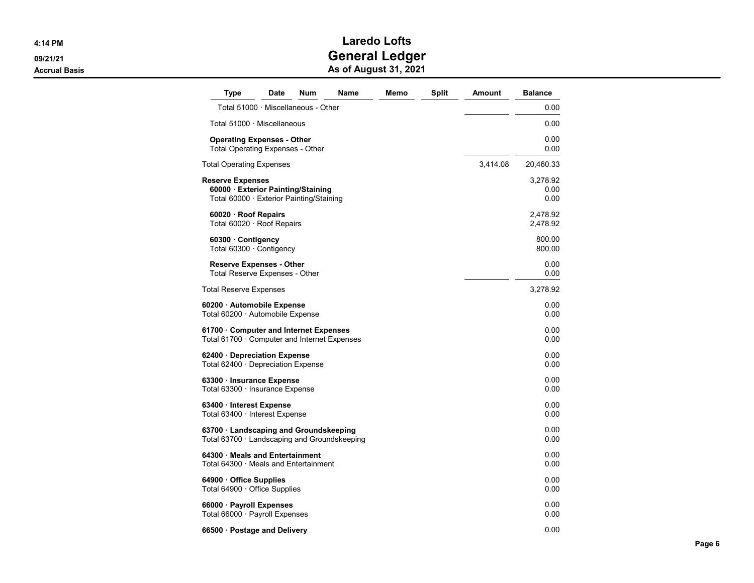# Laredo Lofts
## General Ledger
### As of August 31, 2021

4:14 PM
09/21/21
Accrual Basis

| Type | Date | Num | Name | Memo | Split | Amount | Balance |
|---|---|---|---|---|---|---|---|
| Total 51000 · Miscellaneous - Other | | | | | | | 0.00 |
| Total 51000 · Miscellaneous | | | | | | | 0.00 |
| **Operating Expenses - Other** | | | | | | | 0.00 |
| Total Operating Expenses - Other | | | | | | | 0.00 |
| Total Operating Expenses | | | | | | 3,414.08 | 20,460.33 |
| **Reserve Expenses** | | | | | | | 3,278.92 |
| **60000 · Exterior Painting/Staining** | | | | | | | 0.00 |
| Total 60000 · Exterior Painting/Staining | | | | | | | 0.00 |
| **60020 · Roof Repairs** | | | | | | | 2,478.92 |
| Total 60020 · Roof Repairs | | | | | | | 2,478.92 |
| **60300 · Contigency** | | | | | | | 800.00 |
| Total 60300 · Contigency | | | | | | | 800.00 |
| **Reserve Expenses - Other** | | | | | | | 0.00 |
| Total Reserve Expenses - Other | | | | | | | 0.00 |
| Total Reserve Expenses | | | | | | | 3,278.92 |
| **60200 · Automobile Expense** | | | | | | | 0.00 |
| Total 60200 · Automobile Expense | | | | | | | 0.00 |
| **61700 · Computer and Internet Expenses** | | | | | | | 0.00 |
| Total 61700 · Computer and Internet Expenses | | | | | | | 0.00 |
| **62400 · Depreciation Expense** | | | | | | | 0.00 |
| Total 62400 · Depreciation Expense | | | | | | | 0.00 |
| **63300 · Insurance Expense** | | | | | | | 0.00 |
| Total 63300 · Insurance Expense | | | | | | | 0.00 |
| **63400 · Interest Expense** | | | | | | | 0.00 |
| Total 63400 · Interest Expense | | | | | | | 0.00 |
| **63700 · Landscaping and Groundskeeping** | | | | | | | 0.00 |
| Total 63700 · Landscaping and Groundskeeping | | | | | | | 0.00 |
| **64300 · Meals and Entertainment** | | | | | | | 0.00 |
| Total 64300 · Meals and Entertainment | | | | | | | 0.00 |
| **64900 · Office Supplies** | | | | | | | 0.00 |
| Total 64900 · Office Supplies | | | | | | | 0.00 |
| **66000 · Payroll Expenses** | | | | | | | 0.00 |
| Total 66000 · Payroll Expenses | | | | | | | 0.00 |
| **66500 · Postage and Delivery** | | | | | | | 0.00 |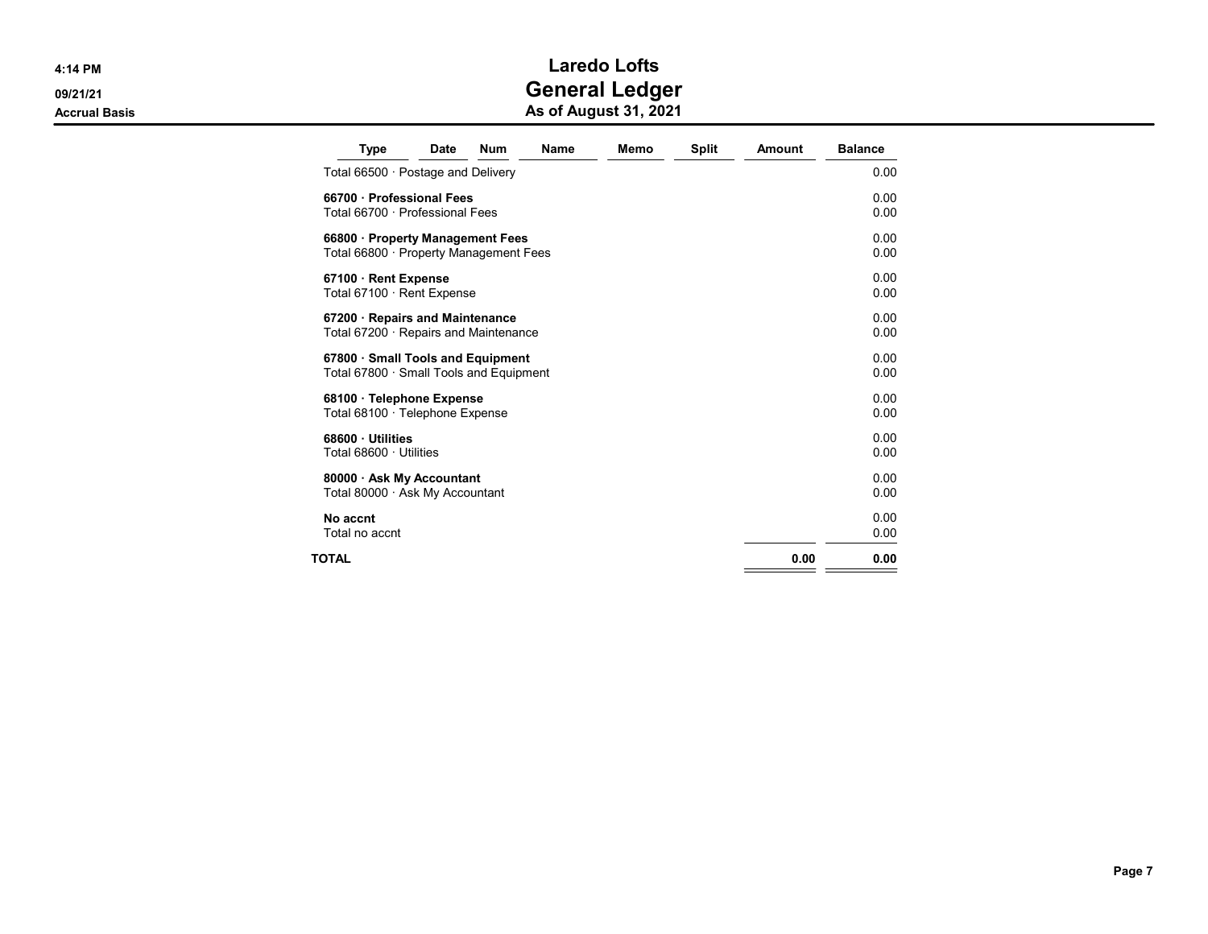# Laredo Lofts
## General Ledger
### As of August 31, 2021

4:14 PM
09/21/21
Accrual Basis

| Type | Date | Num | Name | Memo | Split | Amount | Balance |
|---|---|---|---|---|---|---|---|
| Total 66500 · Postage and Delivery | | | | | | | 0.00 |
| **66700 · Professional Fees** | | | | | | | 0.00 |
| Total 66700 · Professional Fees | | | | | | | 0.00 |
| **66800 · Property Management Fees** | | | | | | | 0.00 |
| Total 66800 · Property Management Fees | | | | | | | 0.00 |
| **67100 · Rent Expense** | | | | | | | 0.00 |
| Total 67100 · Rent Expense | | | | | | | 0.00 |
| **67200 · Repairs and Maintenance** | | | | | | | 0.00 |
| Total 67200 · Repairs and Maintenance | | | | | | | 0.00 |
| **67800 · Small Tools and Equipment** | | | | | | | 0.00 |
| Total 67800 · Small Tools and Equipment | | | | | | | 0.00 |
| **68100 · Telephone Expense** | | | | | | | 0.00 |
| Total 68100 · Telephone Expense | | | | | | | 0.00 |
| **68600 · Utilities** | | | | | | | 0.00 |
| Total 68600 · Utilities | | | | | | | 0.00 |
| **80000 · Ask My Accountant** | | | | | | | 0.00 |
| Total 80000 · Ask My Accountant | | | | | | | 0.00 |
| **No accnt** | | | | | | | 0.00 |
| Total no accnt | | | | | | | 0.00 |
| **TOTAL** | | | | | | **0.00** | **0.00** |